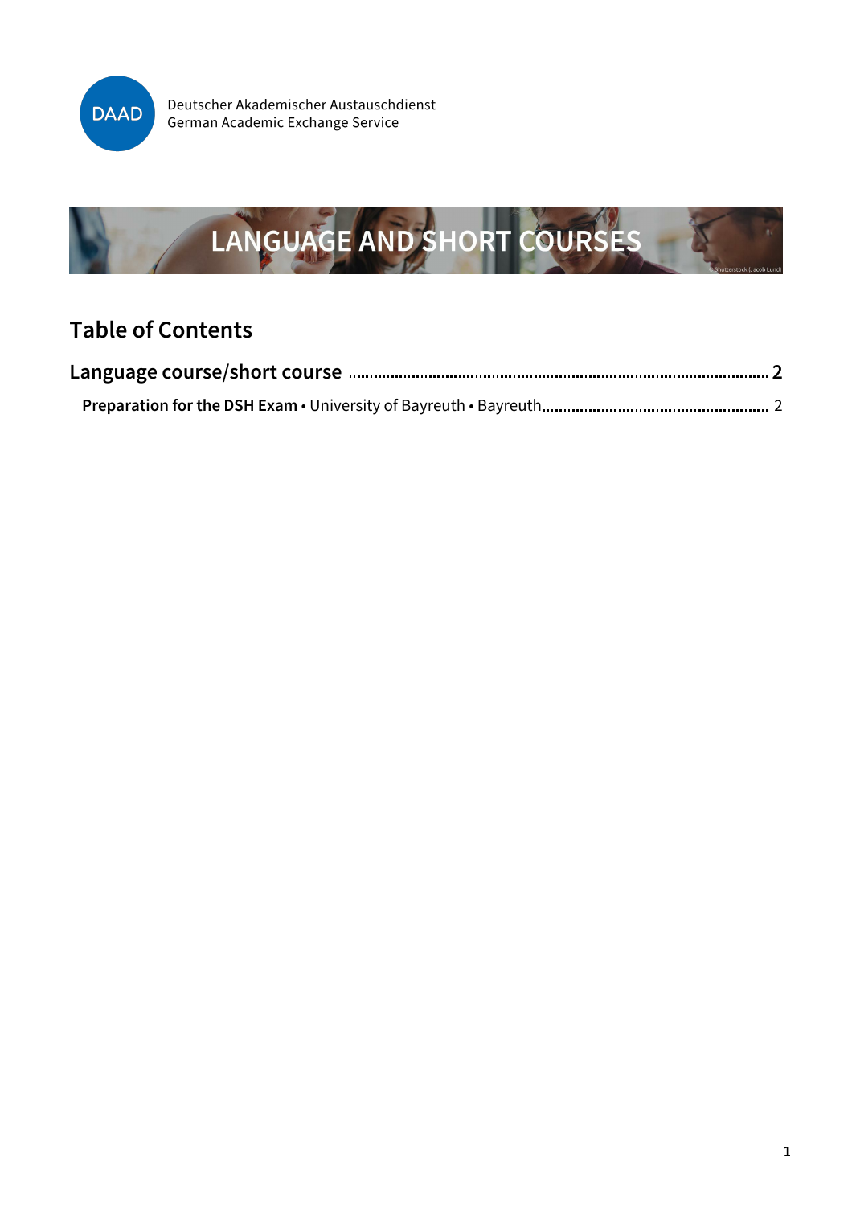Deutscher Akademischer Austauschdienst
German Academic Exchange Service

# LANGUAGE AND SHORT COURSES

## Table of Contents

**Language course/short course** .................................................. **2**

**Preparation for the DSH Exam** • University of Bayreuth • Bayreuth .................................................. 2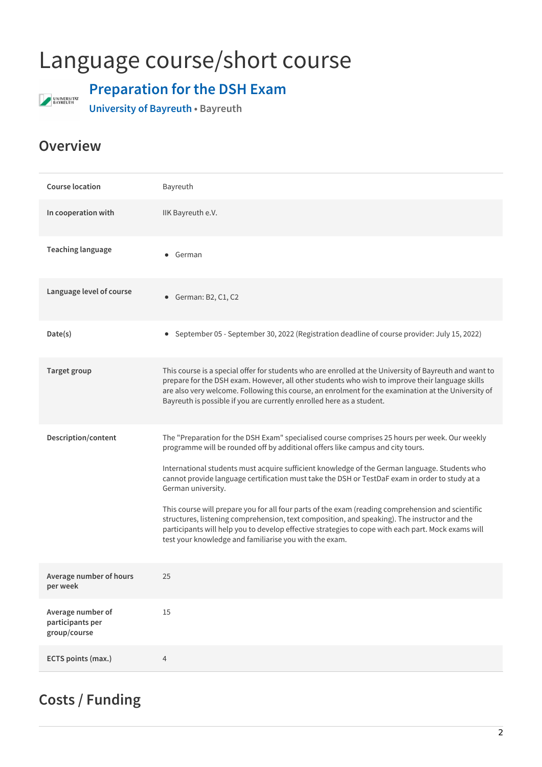# Language course/short course

## Preparation for the DSH Exam

**University of Bayreuth** • **Bayreuth**

## Overview

| | |
|---|---|
| **Course location** | Bayreuth |
| **In cooperation with** | IIK Bayreuth e.V. |
| **Teaching language** | • German |
| **Language level of course** | • German: B2, C1, C2 |
| **Date(s)** | • September 05 - September 30, 2022 (Registration deadline of course provider: July 15, 2022) |
| **Target group** | This course is a special offer for students who are enrolled at the University of Bayreuth and want to prepare for the DSH exam. However, all other students who wish to improve their language skills are also very welcome. Following this course, an enrolment for the examination at the University of Bayreuth is possible if you are currently enrolled here as a student. |
| **Description/content** | The "Preparation for the DSH Exam" specialised course comprises 25 hours per week. Our weekly programme will be rounded off by additional offers like campus and city tours.<br><br>International students must acquire sufficient knowledge of the German language. Students who cannot provide language certification must take the DSH or TestDaF exam in order to study at a German university.<br><br>This course will prepare you for all four parts of the exam (reading comprehension and scientific structures, listening comprehension, text composition, and speaking). The instructor and the participants will help you to develop effective strategies to cope with each part. Mock exams will test your knowledge and familiarise you with the exam. |
| **Average number of hours per week** | 25 |
| **Average number of participants per group/course** | 15 |
| **ECTS points (max.)** | 4 |

## Costs / Funding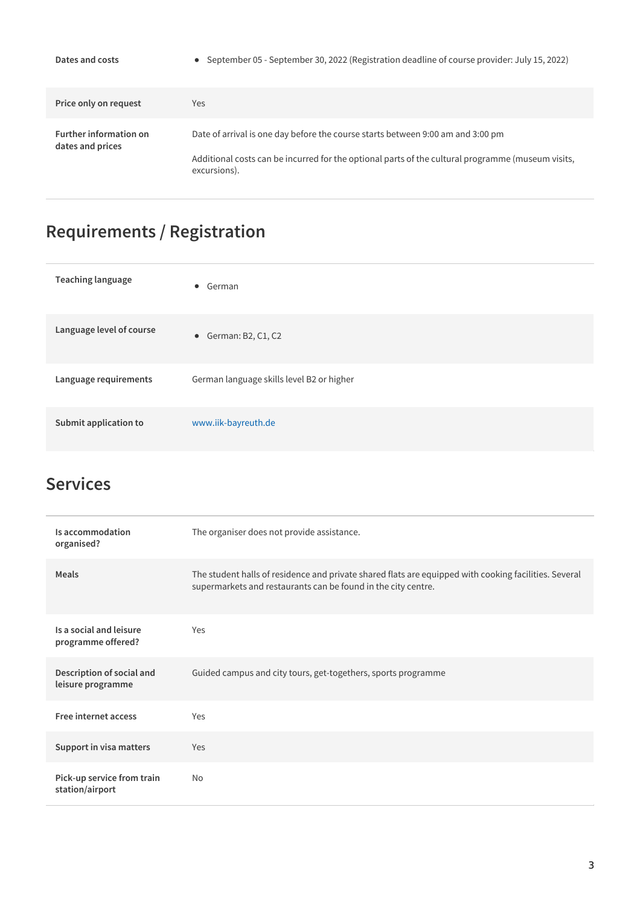| | |
|---|---|
| **Dates and costs** | • September 05 - September 30, 2022 (Registration deadline of course provider: July 15, 2022) |
| **Price only on request** | Yes |
| **Further information on dates and prices** | Date of arrival is one day before the course starts between 9:00 am and 3:00 pm<br><br>Additional costs can be incurred for the optional parts of the cultural programme (museum visits, excursions). |

## Requirements / Registration

| | |
|---|---|
| **Teaching language** | • German |
| **Language level of course** | • German: B2, C1, C2 |
| **Language requirements** | German language skills level B2 or higher |
| **Submit application to** | www.iik-bayreuth.de |

## Services

| | |
|---|---|
| **Is accommodation organised?** | The organiser does not provide assistance. |
| **Meals** | The student halls of residence and private shared flats are equipped with cooking facilities. Several supermarkets and restaurants can be found in the city centre. |
| **Is a social and leisure programme offered?** | Yes |
| **Description of social and leisure programme** | Guided campus and city tours, get-togethers, sports programme |
| **Free internet access** | Yes |
| **Support in visa matters** | Yes |
| **Pick-up service from train station/airport** | No |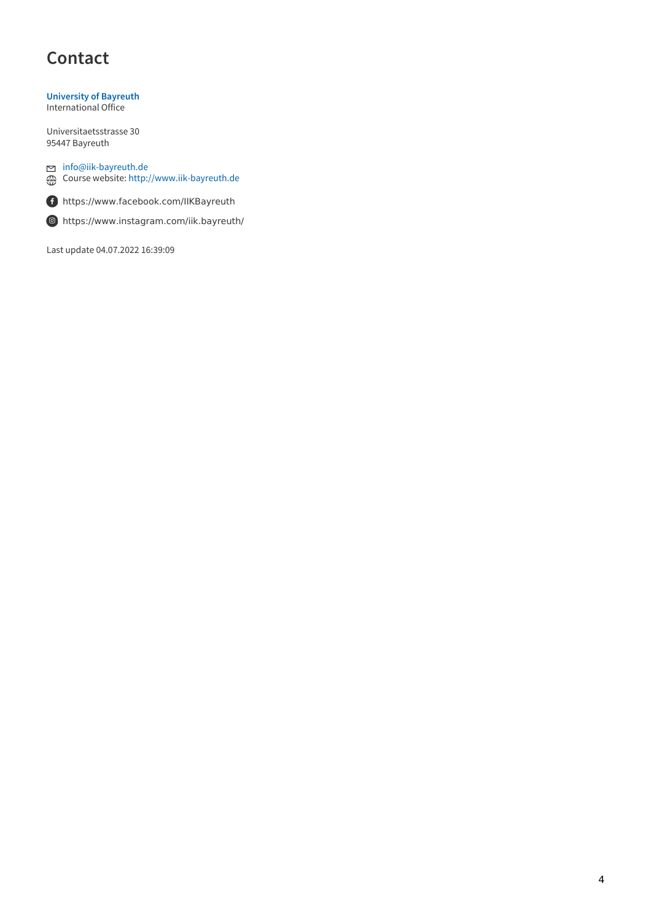# Contact

**University of Bayreuth**
International Office

Universitaetsstrasse 30
95447 Bayreuth

info@iik-bayreuth.de
Course website: http://www.iik-bayreuth.de

https://www.facebook.com/IIKBayreuth

https://www.instagram.com/iik.bayreuth/

Last update 04.07.2022 16:39:09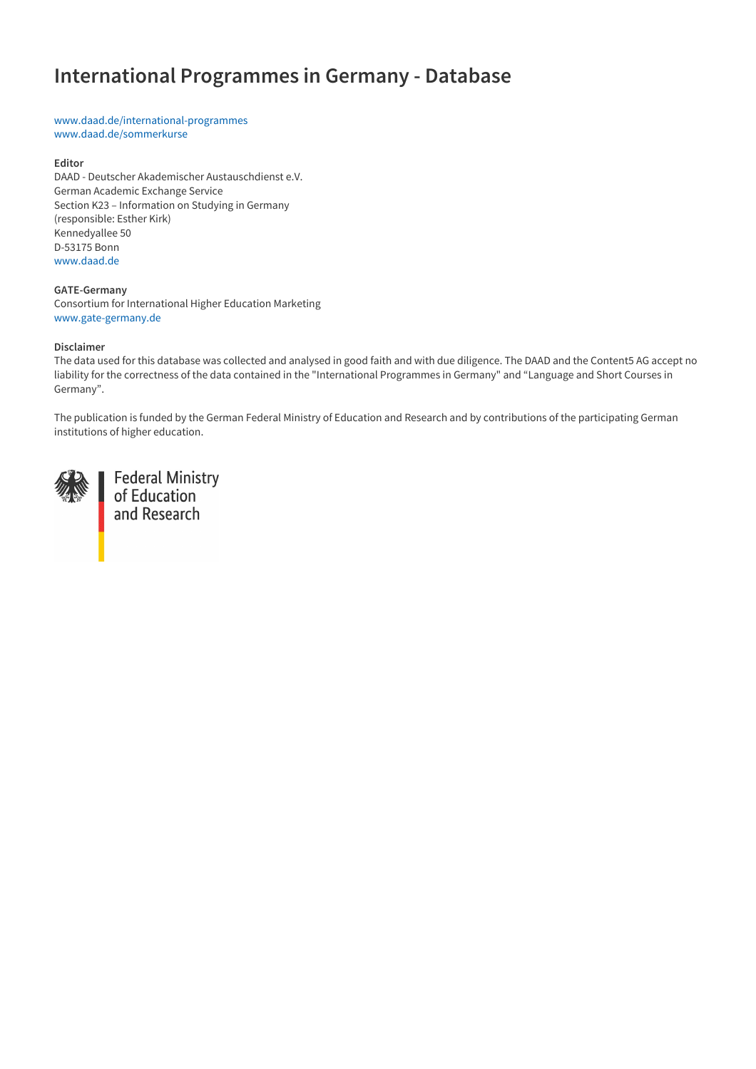# International Programmes in Germany - Database

www.daad.de/international-programmes
www.daad.de/sommerkurse

**Editor**
DAAD - Deutscher Akademischer Austauschdienst e.V.
German Academic Exchange Service
Section K23 – Information on Studying in Germany
(responsible: Esther Kirk)
Kennedyallee 50
D-53175 Bonn
www.daad.de

**GATE-Germany**
Consortium for International Higher Education Marketing
www.gate-germany.de

**Disclaimer**
The data used for this database was collected and analysed in good faith and with due diligence. The DAAD and the Content5 AG accept no liability for the correctness of the data contained in the "International Programmes in Germany" and “Language and Short Courses in Germany”.

The publication is funded by the German Federal Ministry of Education and Research and by contributions of the participating German institutions of higher education.

Federal Ministry
of Education
and Research